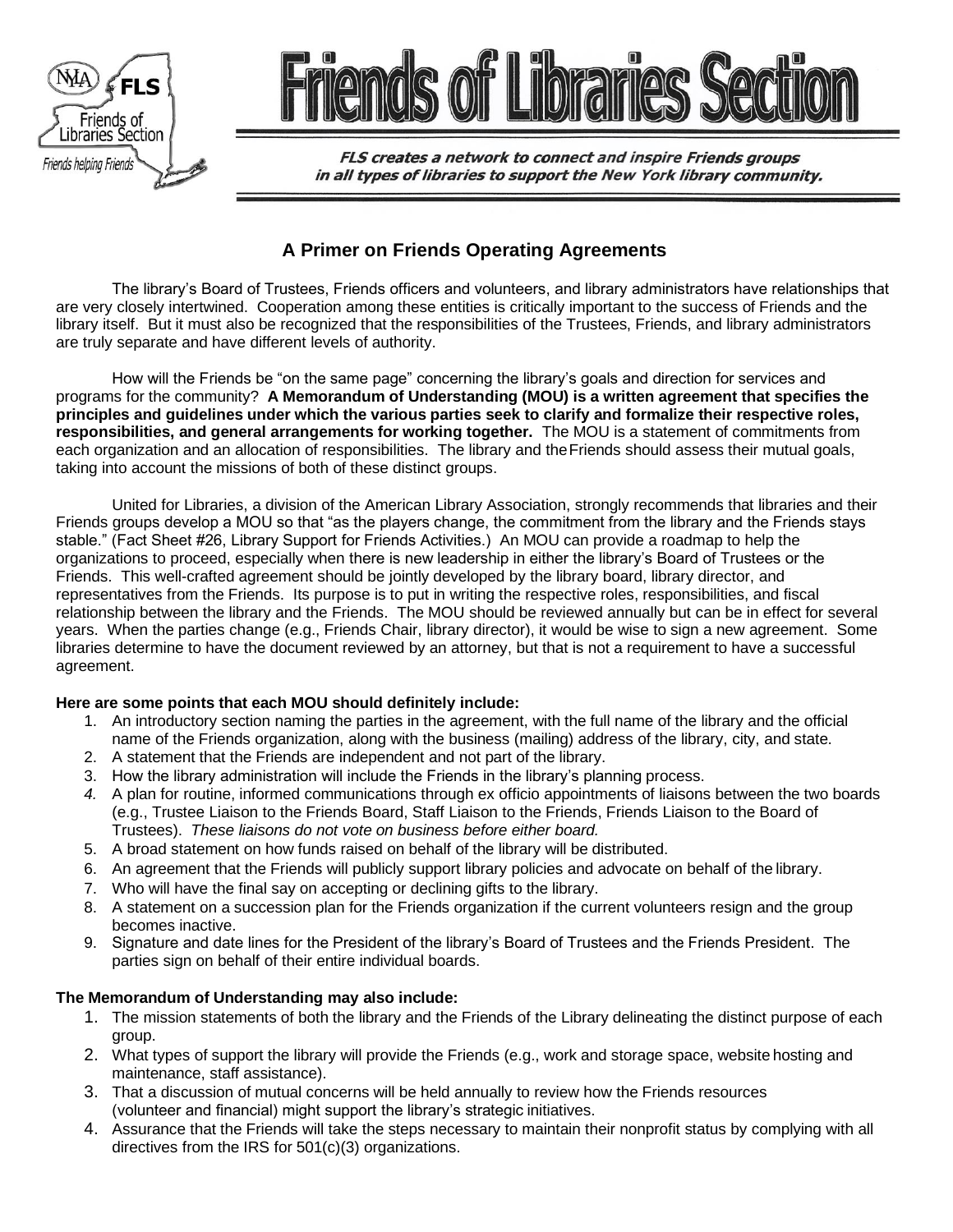# Friends of Libraries Section

*FLS creates a network to connect and inspire Friends groups in all types of libraries to support the New York library community.*

## A Primer on Friends Operating Agreements

The library's Board of Trustees, Friends officers and volunteers, and library administrators have relationships that are very closely intertwined. Cooperation among these entities is critically important to the success of Friends and the library itself. But it must also be recognized that the responsibilities of the Trustees, Friends, and library administrators are truly separate and have different levels of authority.

How will the Friends be "on the same page" concerning the library's goals and direction for services and programs for the community? **A Memorandum of Understanding (MOU) is a written agreement that specifies the principles and guidelines under which the various parties seek to clarify and formalize their respective roles, responsibilities, and general arrangements for working together.** The MOU is a statement of commitments from each organization and an allocation of responsibilities. The library and the Friends should assess their mutual goals, taking into account the missions of both of these distinct groups.

United for Libraries, a division of the American Library Association, strongly recommends that libraries and their Friends groups develop a MOU so that "as the players change, the commitment from the library and the Friends stays stable." (Fact Sheet #26, Library Support for Friends Activities.) An MOU can provide a roadmap to help the organizations to proceed, especially when there is new leadership in either the library's Board of Trustees or the Friends. This well-crafted agreement should be jointly developed by the library board, library director, and representatives from the Friends. Its purpose is to put in writing the respective roles, responsibilities, and fiscal relationship between the library and the Friends. The MOU should be reviewed annually but can be in effect for several years. When the parties change (e.g., Friends Chair, library director), it would be wise to sign a new agreement. Some libraries determine to have the document reviewed by an attorney, but that is not a requirement to have a successful agreement.

**Here are some points that each MOU should definitely include:**

1. An introductory section naming the parties in the agreement, with the full name of the library and the official name of the Friends organization, along with the business (mailing) address of the library, city, and state.
2. A statement that the Friends are independent and not part of the library.
3. How the library administration will include the Friends in the library's planning process.
4. A plan for routine, informed communications through ex officio appointments of liaisons between the two boards (e.g., Trustee Liaison to the Friends Board, Staff Liaison to the Friends, Friends Liaison to the Board of Trustees). *These liaisons do not vote on business before either board.*
5. A broad statement on how funds raised on behalf of the library will be distributed.
6. An agreement that the Friends will publicly support library policies and advocate on behalf of the library.
7. Who will have the final say on accepting or declining gifts to the library.
8. A statement on a succession plan for the Friends organization if the current volunteers resign and the group becomes inactive.
9. Signature and date lines for the President of the library's Board of Trustees and the Friends President. The parties sign on behalf of their entire individual boards.

**The Memorandum of Understanding may also include:**

1. The mission statements of both the library and the Friends of the Library delineating the distinct purpose of each group.
2. What types of support the library will provide the Friends (e.g., work and storage space, website hosting and maintenance, staff assistance).
3. That a discussion of mutual concerns will be held annually to review how the Friends resources (volunteer and financial) might support the library's strategic initiatives.
4. Assurance that the Friends will take the steps necessary to maintain their nonprofit status by complying with all directives from the IRS for 501(c)(3) organizations.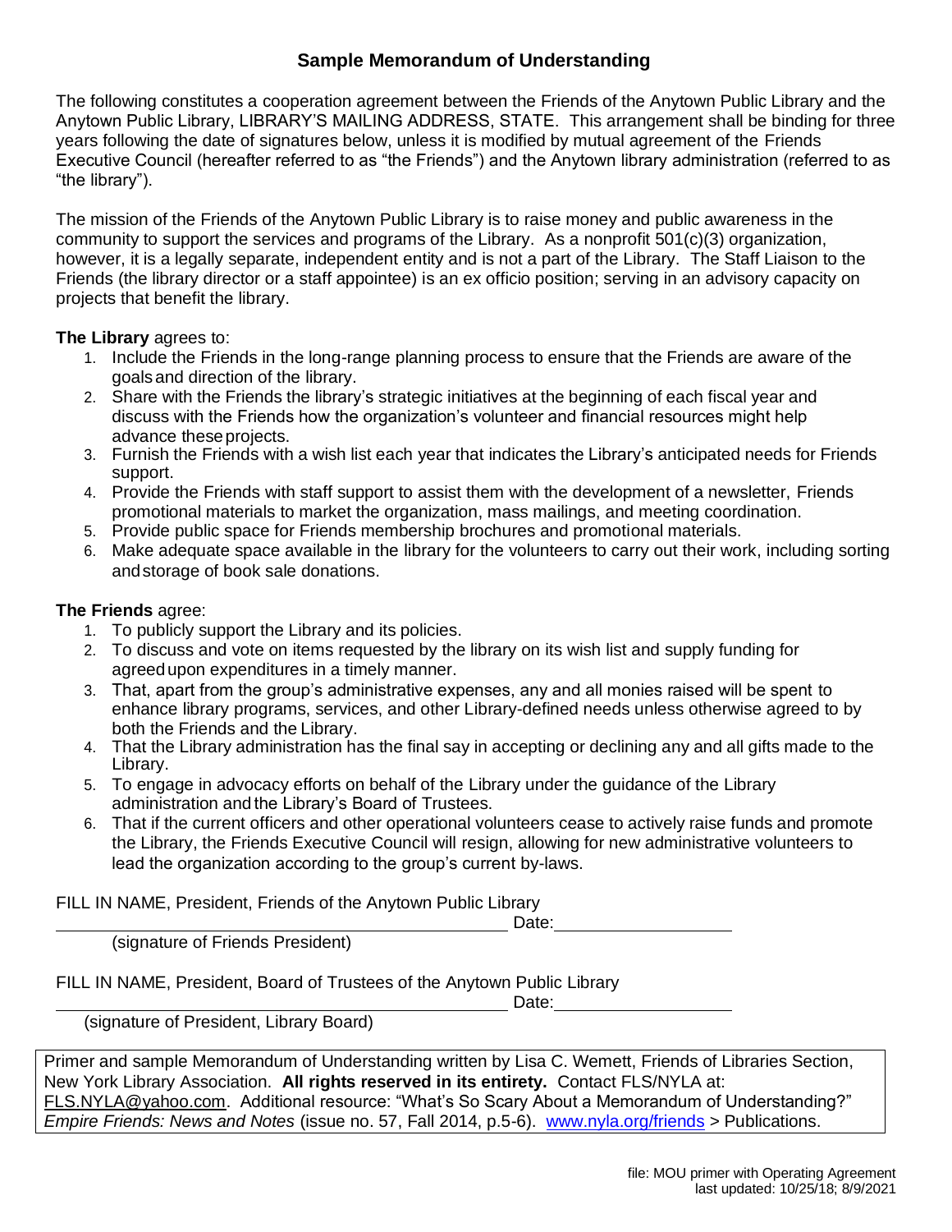## Sample Memorandum of Understanding

The following constitutes a cooperation agreement between the Friends of the Anytown Public Library and the Anytown Public Library, LIBRARY'S MAILING ADDRESS, STATE. This arrangement shall be binding for three years following the date of signatures below, unless it is modified by mutual agreement of the Friends Executive Council (hereafter referred to as "the Friends") and the Anytown library administration (referred to as "the library").

The mission of the Friends of the Anytown Public Library is to raise money and public awareness in the community to support the services and programs of the Library. As a nonprofit 501(c)(3) organization, however, it is a legally separate, independent entity and is not a part of the Library. The Staff Liaison to the Friends (the library director or a staff appointee) is an ex officio position; serving in an advisory capacity on projects that benefit the library.

**The Library** agrees to:

1. Include the Friends in the long-range planning process to ensure that the Friends are aware of the goals and direction of the library.
2. Share with the Friends the library's strategic initiatives at the beginning of each fiscal year and discuss with the Friends how the organization's volunteer and financial resources might help advance these projects.
3. Furnish the Friends with a wish list each year that indicates the Library's anticipated needs for Friends support.
4. Provide the Friends with staff support to assist them with the development of a newsletter, Friends promotional materials to market the organization, mass mailings, and meeting coordination.
5. Provide public space for Friends membership brochures and promotional materials.
6. Make adequate space available in the library for the volunteers to carry out their work, including sorting and storage of book sale donations.

**The Friends** agree:

1. To publicly support the Library and its policies.
2. To discuss and vote on items requested by the library on its wish list and supply funding for agreed upon expenditures in a timely manner.
3. That, apart from the group's administrative expenses, any and all monies raised will be spent to enhance library programs, services, and other Library-defined needs unless otherwise agreed to by both the Friends and the Library.
4. That the Library administration has the final say in accepting or declining any and all gifts made to the Library.
5. To engage in advocacy efforts on behalf of the Library under the guidance of the Library administration and the Library's Board of Trustees.
6. That if the current officers and other operational volunteers cease to actively raise funds and promote the Library, the Friends Executive Council will resign, allowing for new administrative volunteers to lead the organization according to the group's current by-laws.

FILL IN NAME, President, Friends of the Anytown Public Library

_______________________________________________ Date: __________________

(signature of Friends President)

FILL IN NAME, President, Board of Trustees of the Anytown Public Library

_______________________________________________ Date: __________________

(signature of President, Library Board)

Primer and sample Memorandum of Understanding written by Lisa C. Wemett, Friends of Libraries Section, New York Library Association. **All rights reserved in its entirety.** Contact FLS/NYLA at: FLS.NYLA@yahoo.com. Additional resource: "What's So Scary About a Memorandum of Understanding?" *Empire Friends: News and Notes* (issue no. 57, Fall 2014, p.5-6). www.nyla.org/friends > Publications.

file: MOU primer with Operating Agreement
last updated: 10/25/18; 8/9/2021